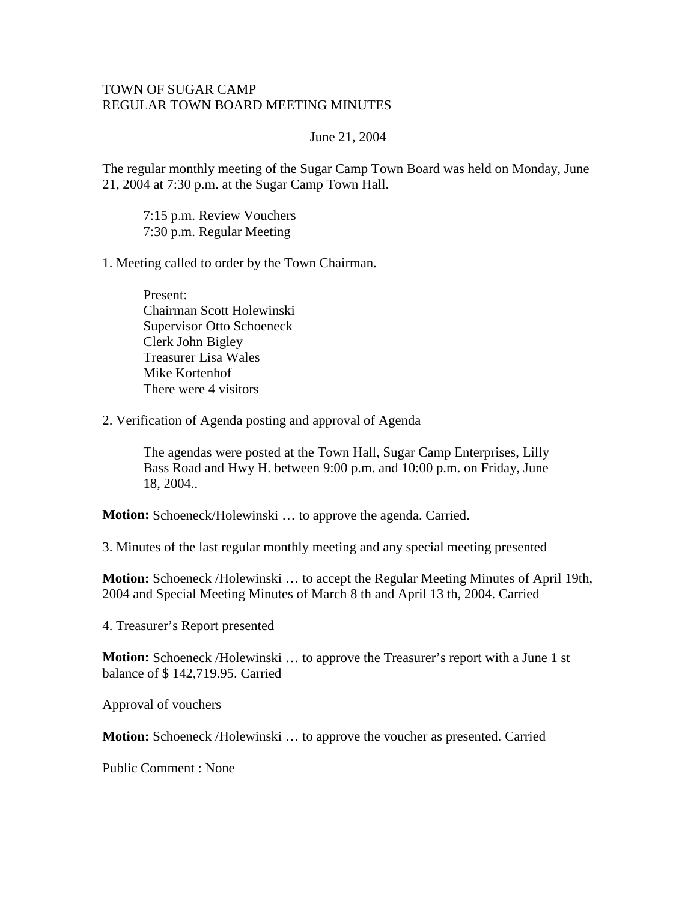TOWN OF SUGAR CAMP
REGULAR TOWN BOARD MEETING MINUTES

June 21, 2004

The regular monthly meeting of the Sugar Camp Town Board was held on Monday, June 21, 2004 at 7:30 p.m. at the Sugar Camp Town Hall.

7:15 p.m. Review Vouchers
7:30 p.m. Regular Meeting

1. Meeting called to order by the Town Chairman.

   Present:
   Chairman Scott Holewinski
   Supervisor Otto Schoeneck
   Clerk John Bigley
   Treasurer Lisa Wales
   Mike Kortenhof
   There were 4 visitors

2. Verification of Agenda posting and approval of Agenda

   The agendas were posted at the Town Hall, Sugar Camp Enterprises, Lilly Bass Road and Hwy H. between 9:00 p.m. and 10:00 p.m. on Friday, June 18, 2004..

**Motion:** Schoeneck/Holewinski … to approve the agenda. Carried.

3. Minutes of the last regular monthly meeting and any special meeting presented

**Motion:** Schoeneck /Holewinski … to accept the Regular Meeting Minutes of April 19th, 2004 and Special Meeting Minutes of March 8 th and April 13 th, 2004. Carried

4. Treasurer's Report presented

**Motion:** Schoeneck /Holewinski … to approve the Treasurer's report with a June 1 st balance of $ 142,719.95. Carried

Approval of vouchers

**Motion:** Schoeneck /Holewinski … to approve the voucher as presented. Carried

Public Comment : None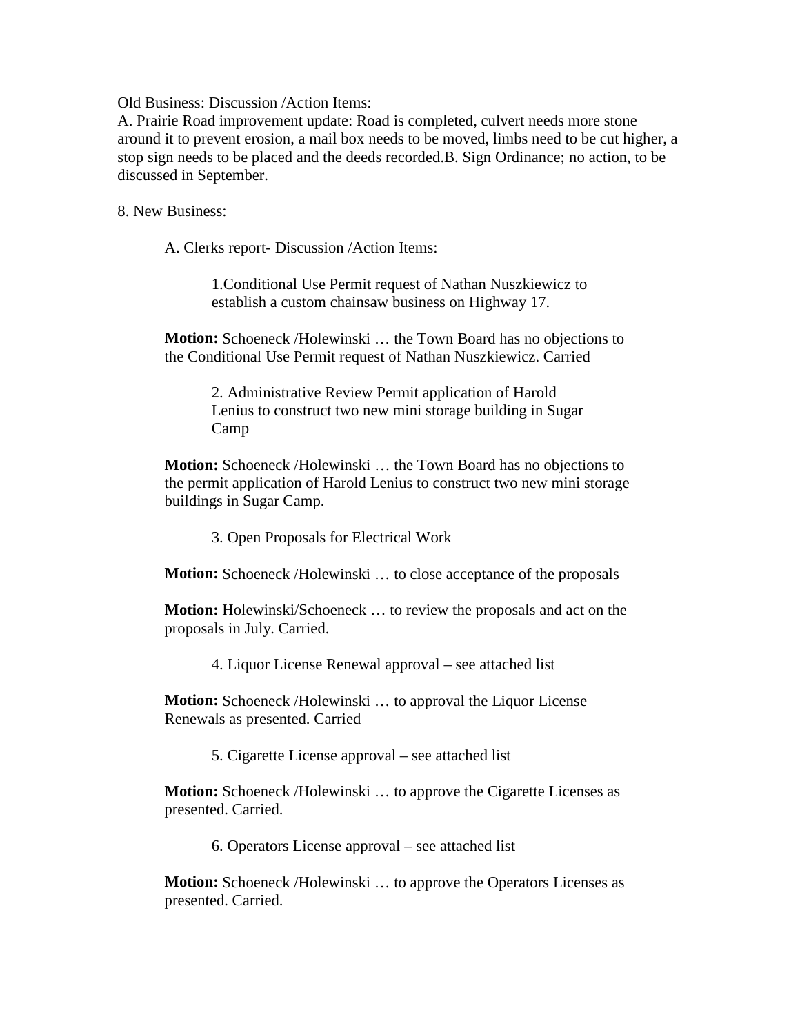Old Business: Discussion /Action Items:

A. Prairie Road improvement update: Road is completed, culvert needs more stone around it to prevent erosion, a mail box needs to be moved, limbs need to be cut higher, a stop sign needs to be placed and the deeds recorded.B. Sign Ordinance; no action, to be discussed in September.

8. New Business:

A. Clerks report- Discussion /Action Items:

1.Conditional Use Permit request of Nathan Nuszkiewicz to establish a custom chainsaw business on Highway 17.

**Motion:** Schoeneck /Holewinski … the Town Board has no objections to the Conditional Use Permit request of Nathan Nuszkiewicz. Carried

2. Administrative Review Permit application of Harold Lenius to construct two new mini storage building in Sugar Camp

**Motion:** Schoeneck /Holewinski … the Town Board has no objections to the permit application of Harold Lenius to construct two new mini storage buildings in Sugar Camp.

3. Open Proposals for Electrical Work

**Motion:** Schoeneck /Holewinski … to close acceptance of the proposals

**Motion:** Holewinski/Schoeneck … to review the proposals and act on the proposals in July. Carried.

4. Liquor License Renewal approval – see attached list

**Motion:** Schoeneck /Holewinski … to approval the Liquor License Renewals as presented. Carried

5. Cigarette License approval – see attached list

**Motion:** Schoeneck /Holewinski … to approve the Cigarette Licenses as presented. Carried.

6. Operators License approval – see attached list

**Motion:** Schoeneck /Holewinski … to approve the Operators Licenses as presented. Carried.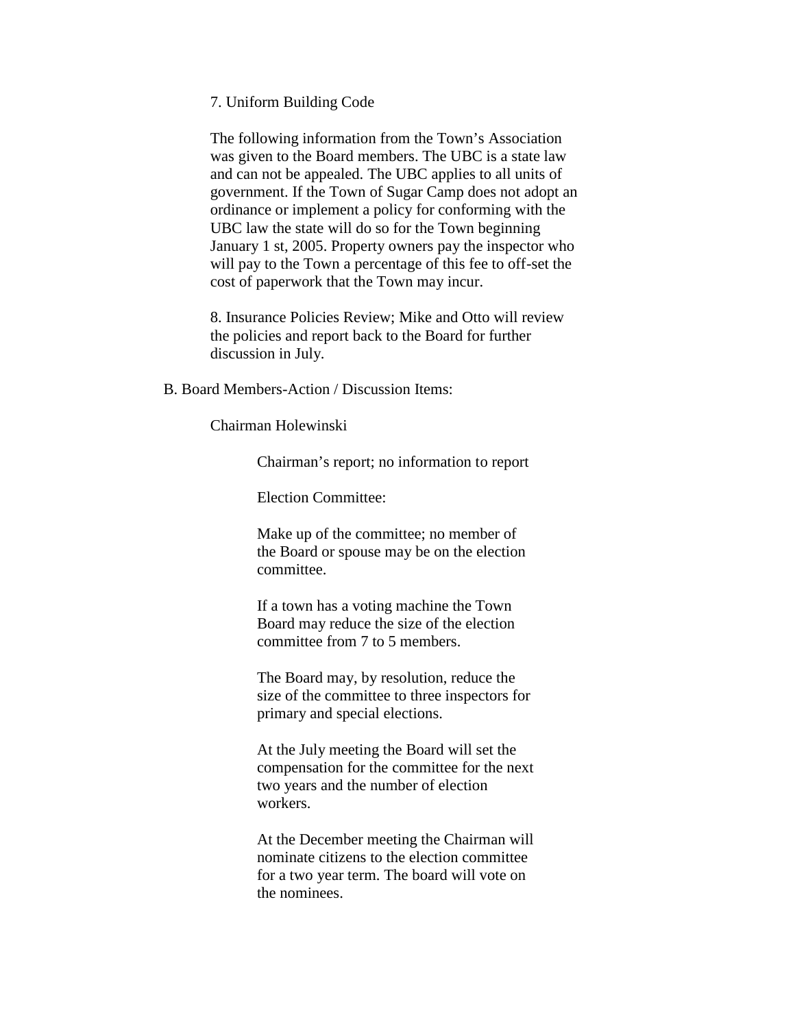7. Uniform Building Code

The following information from the Town's Association was given to the Board members. The UBC is a state law and can not be appealed. The UBC applies to all units of government. If the Town of Sugar Camp does not adopt an ordinance or implement a policy for conforming with the UBC law the state will do so for the Town beginning January 1 st, 2005. Property owners pay the inspector who will pay to the Town a percentage of this fee to off-set the cost of paperwork that the Town may incur.

8. Insurance Policies Review; Mike and Otto will review the policies and report back to the Board for further discussion in July.

B. Board Members-Action / Discussion Items:

Chairman Holewinski

Chairman's report; no information to report

Election Committee:

Make up of the committee; no member of the Board or spouse may be on the election committee.

If a town has a voting machine the Town Board may reduce the size of the election committee from 7 to 5 members.

The Board may, by resolution, reduce the size of the committee to three inspectors for primary and special elections.

At the July meeting the Board will set the compensation for the committee for the next two years and the number of election workers.

At the December meeting the Chairman will nominate citizens to the election committee for a two year term. The board will vote on the nominees.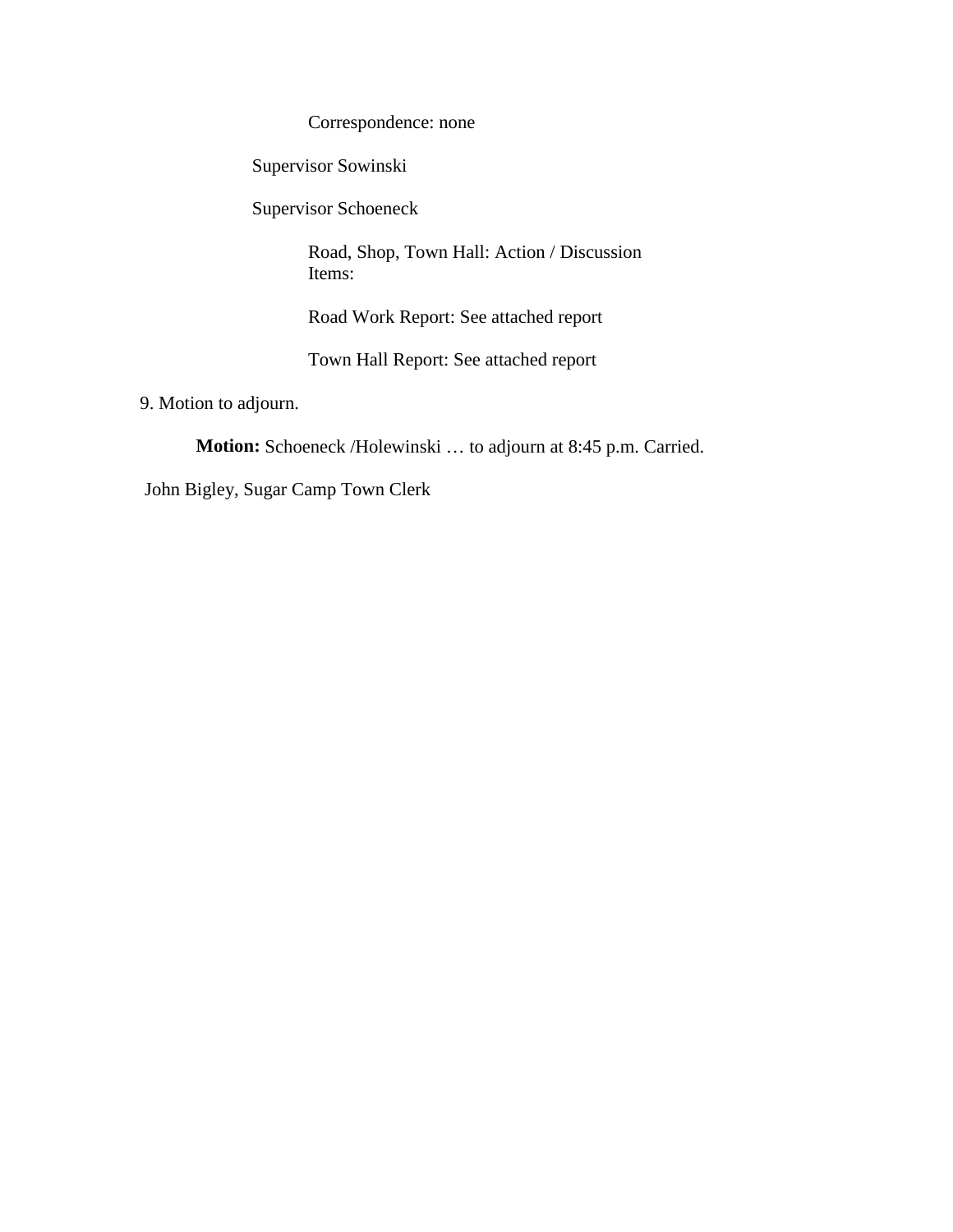Correspondence: none

Supervisor Sowinski

Supervisor Schoeneck

Road, Shop, Town Hall: Action / Discussion Items:

Road Work Report: See attached report

Town Hall Report: See attached report

9. Motion to adjourn.

**Motion:** Schoeneck /Holewinski … to adjourn at 8:45 p.m. Carried.

John Bigley, Sugar Camp Town Clerk